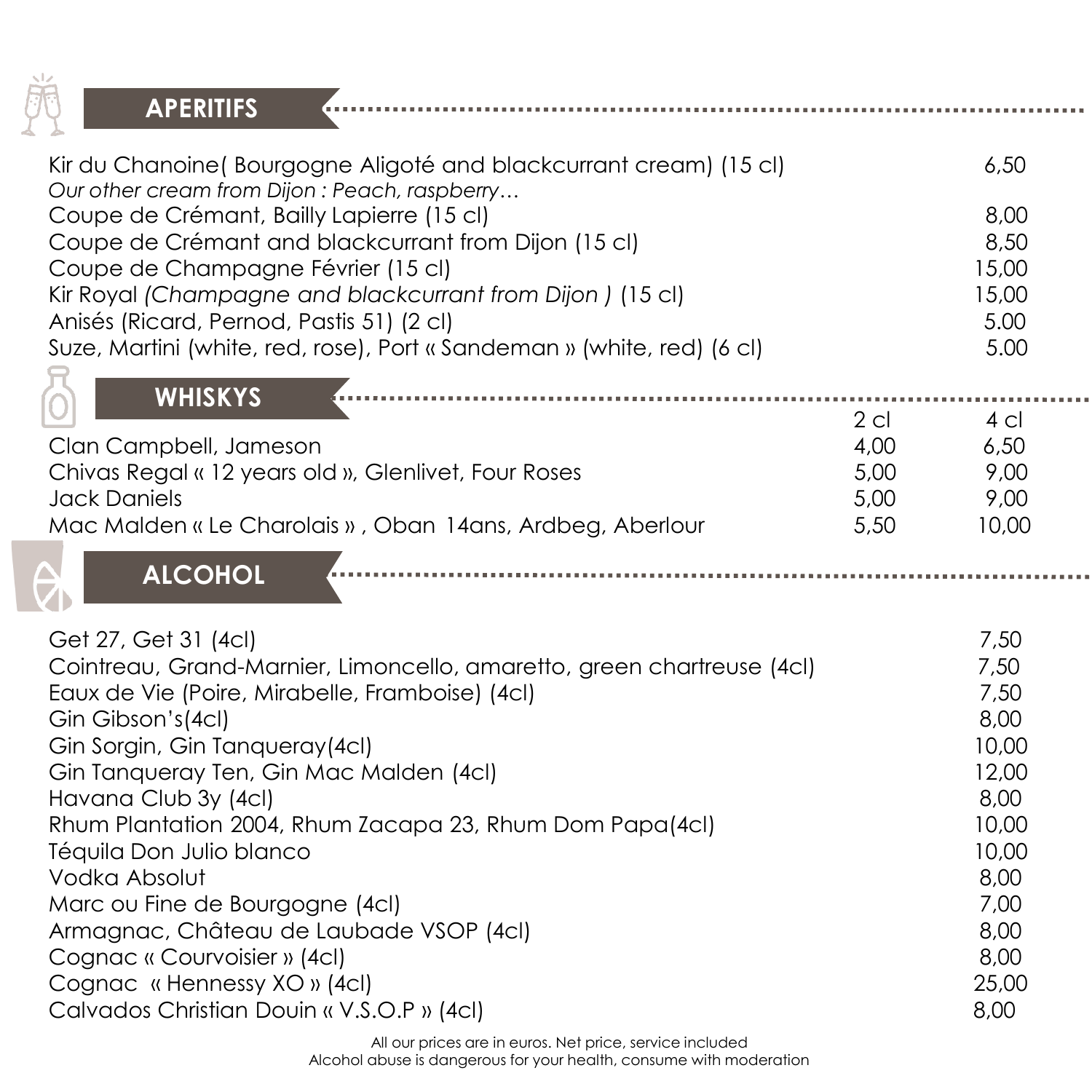## APERITIFS

| Item | Price |
|---|---|
| Kir du Chanoine( Bourgogne Aligoté and blackcurrant cream) (15 cl)<br>*Our other cream from Dijon : Peach, raspberry…* | 6,50 |
| Coupe de Crémant, Bailly Lapierre (15 cl) | 8,00 |
| Coupe de Crémant and blackcurrant from Dijon (15 cl) | 8,50 |
| Coupe de Champagne Février (15 cl) | 15,00 |
| Kir Royal *(Champagne and blackcurrant from Dijon )* (15 cl) | 15,00 |
| Anisés (Ricard, Pernod, Pastis 51) (2 cl) | 5.00 |
| Suze, Martini (white, red, rose), Port « Sandeman » (white, red) (6 cl) | 5.00 |

## WHISKYS

| | 2 cl | 4 cl |
|---|---|---|
| Clan Campbell, Jameson | 4,00 | 6,50 |
| Chivas Regal « 12 years old », Glenlivet, Four Roses | 5,00 | 9,00 |
| Jack Daniels | 5,00 | 9,00 |
| Mac Malden « Le Charolais » , Oban 14ans, Ardbeg, Aberlour | 5,50 | 10,00 |

## ALCOHOL

| Item | Price |
|---|---|
| Get 27, Get 31 (4cl) | 7,50 |
| Cointreau, Grand-Marnier, Limoncello, amaretto, green chartreuse (4cl) | 7,50 |
| Eaux de Vie (Poire, Mirabelle, Framboise) (4cl) | 7,50 |
| Gin Gibson's(4cl) | 8,00 |
| Gin Sorgin, Gin Tanqueray(4cl) | 10,00 |
| Gin Tanqueray Ten, Gin Mac Malden (4cl) | 12,00 |
| Havana Club 3y (4cl) | 8,00 |
| Rhum Plantation 2004, Rhum Zacapa 23, Rhum Dom Papa(4cl) | 10,00 |
| Téquila Don Julio blanco | 10,00 |
| Vodka Absolut | 8,00 |
| Marc ou Fine de Bourgogne (4cl) | 7,00 |
| Armagnac, Château de Laubade VSOP (4cl) | 8,00 |
| Cognac « Courvoisier » (4cl) | 8,00 |
| Cognac « Hennessy XO » (4cl) | 25,00 |
| Calvados Christian Douin « V.S.O.P » (4cl) | 8,00 |

All our prices are in euros. Net price, service included
Alcohol abuse is dangerous for your health, consume with moderation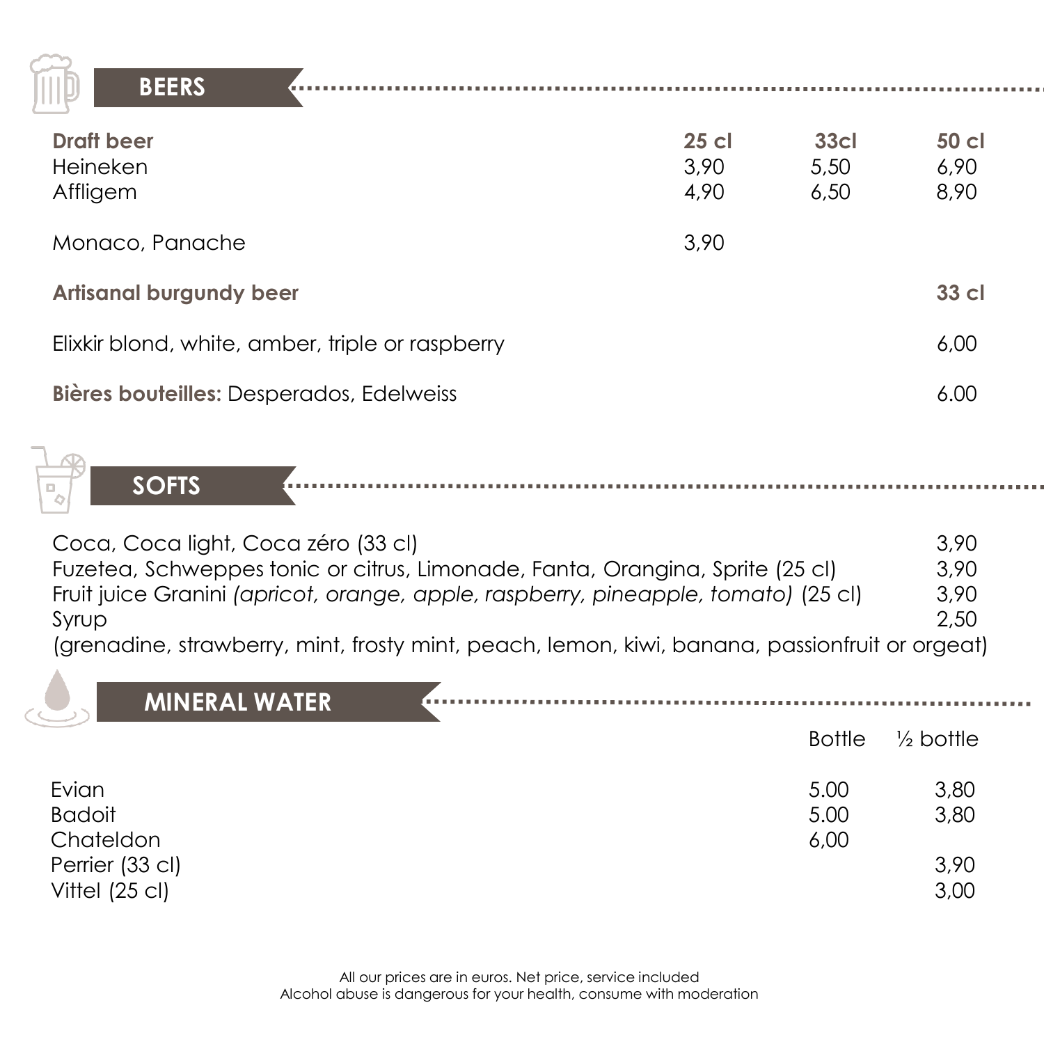## BEERS

| Draft beer | 25 cl | 33cl | 50 cl |
|---|---|---|---|
| Heineken | 3,90 | 5,50 | 6,90 |
| Affligem | 4,90 | 6,50 | 8,90 |
| Monaco, Panache | 3,90 | | |

| Artisanal burgundy beer | 33 cl |
|---|---|
| Elixkir blond, white, amber, triple or raspberry | 6,00 |
| **Bières bouteilles:** Desperados, Edelweiss | 6.00 |

## SOFTS

| | |
|---|---|
| Coca, Coca light, Coca zéro (33 cl) | 3,90 |
| Fuzetea, Schweppes tonic or citrus, Limonade, Fanta, Orangina, Sprite (25 cl) | 3,90 |
| Fruit juice Granini *(apricot, orange, apple, raspberry, pineapple, tomato)* (25 cl) | 3,90 |
| Syrup | 2,50 |

(grenadine, strawberry, mint, frosty mint, peach, lemon, kiwi, banana, passionfruit or orgeat)

## MINERAL WATER

| | Bottle | ½ bottle |
|---|---|---|
| Evian | 5.00 | 3,80 |
| Badoit | 5.00 | 3,80 |
| Chateldon | 6,00 | |
| Perrier (33 cl) | | 3,90 |
| Vittel (25 cl) | | 3,00 |

All our prices are in euros. Net price, service included
Alcohol abuse is dangerous for your health, consume with moderation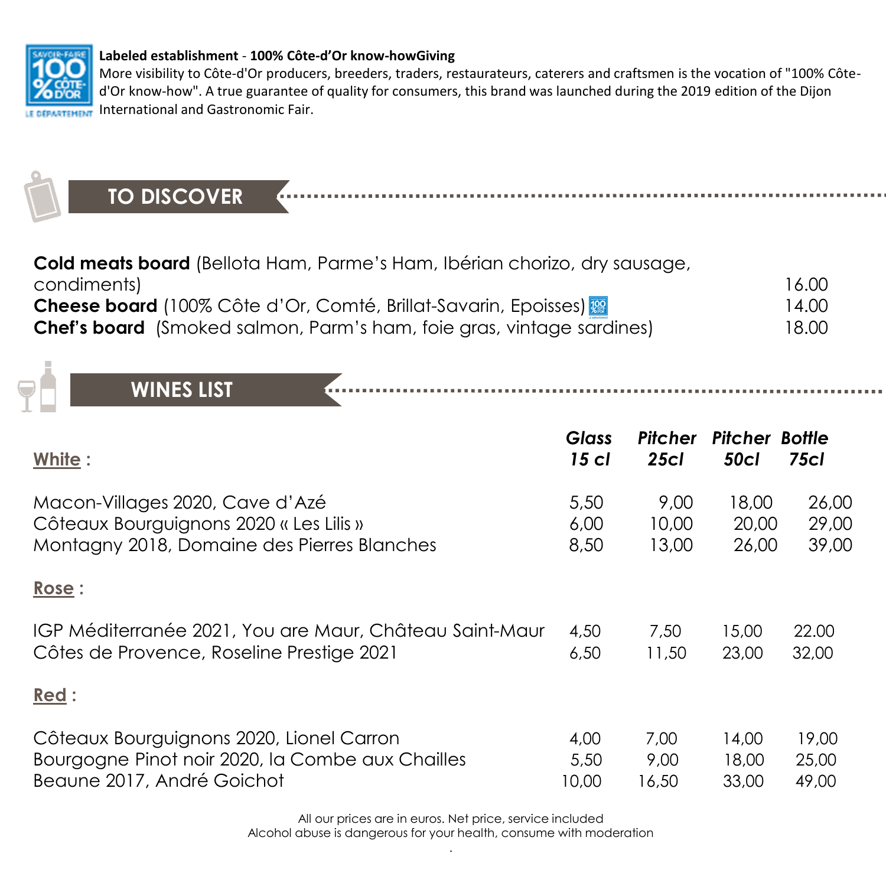**Labeled establishment - 100% Côte-d'Or know-howGiving**
More visibility to Côte-d'Or producers, breeders, traders, restaurateurs, caterers and craftsmen is the vocation of "100% Côte-d'Or know-how". A true guarantee of quality for consumers, this brand was launched during the 2019 edition of the Dijon International and Gastronomic Fair.

## TO DISCOVER

| | |
|---|---|
| **Cold meats board** (Bellota Ham, Parme's Ham, Ibérian chorizo, dry sausage, condiments) | 16.00 |
| **Cheese board** (100% Côte d'Or, Comté, Brillat-Savarin, Epoisses) | 14.00 |
| **Chef's board** (Smoked salmon, Parm's ham, foie gras, vintage sardines) | 18.00 |

## WINES LIST

| | *Glass 15 cl* | *Pitcher 25cl* | *Pitcher 50cl* | *Bottle 75cl* |
|---|---|---|---|---|
| **White :** | | | | |
| Macon-Villages 2020, Cave d'Azé | 5,50 | 9,00 | 18,00 | 26,00 |
| Côteaux Bourguignons 2020 « Les Lilis » | 6,00 | 10,00 | 20,00 | 29,00 |
| Montagny 2018, Domaine des Pierres Blanches | 8,50 | 13,00 | 26,00 | 39,00 |
| **Rose :** | | | | |
| IGP Méditerranée 2021, You are Maur, Château Saint-Maur | 4,50 | 7,50 | 15,00 | 22.00 |
| Côtes de Provence, Roseline Prestige 2021 | 6,50 | 11,50 | 23,00 | 32,00 |
| **Red :** | | | | |
| Côteaux Bourguignons 2020, Lionel Carron | 4,00 | 7,00 | 14,00 | 19,00 |
| Bourgogne Pinot noir 2020, la Combe aux Chailles | 5,50 | 9,00 | 18,00 | 25,00 |
| Beaune 2017, André Goichot | 10,00 | 16,50 | 33,00 | 49,00 |

All our prices are in euros. Net price, service included
Alcohol abuse is dangerous for your health, consume with moderation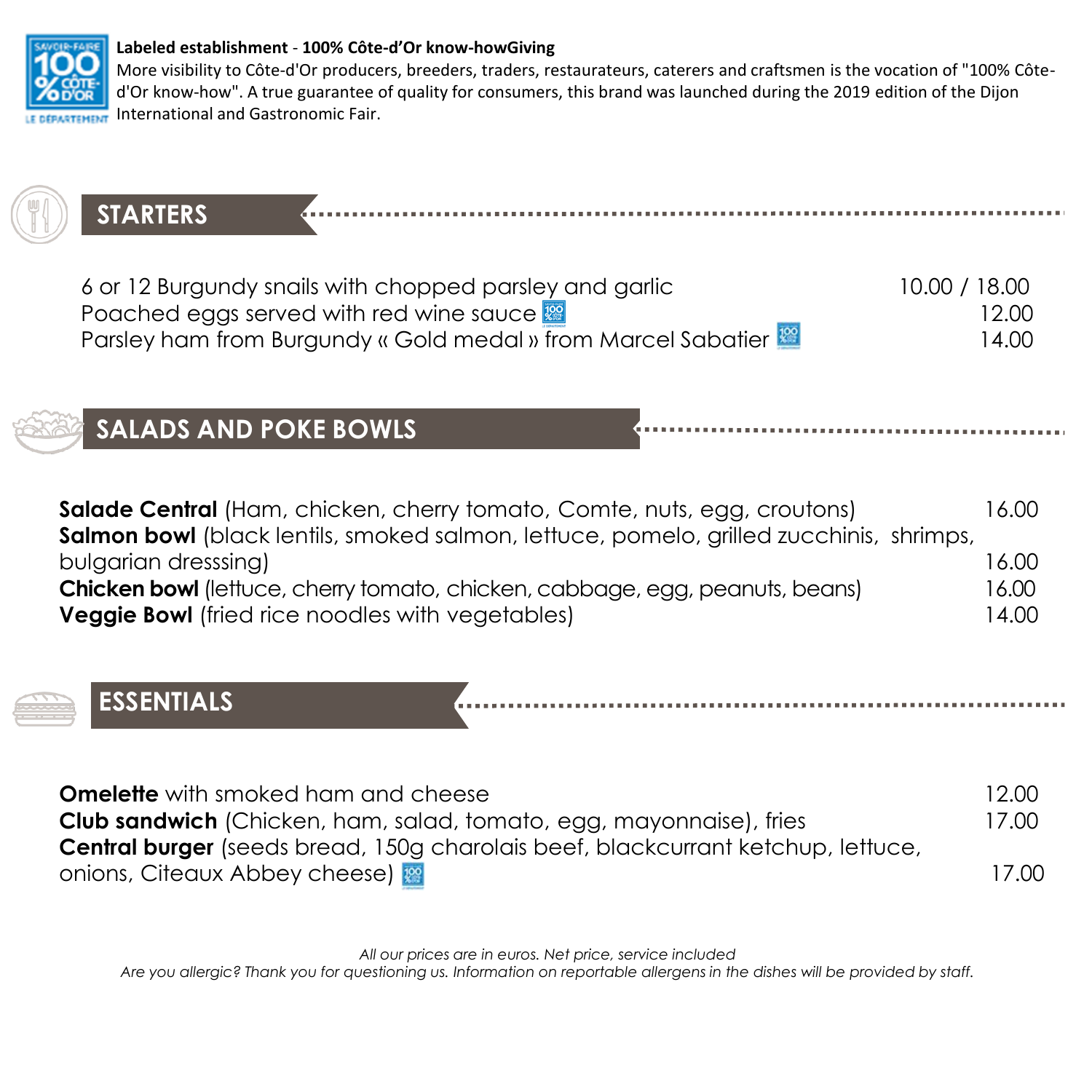**Labeled establishment** - **100% Côte-d'Or know-howGiving**
More visibility to Côte-d'Or producers, breeders, traders, restaurateurs, caterers and craftsmen is the vocation of "100% Côte-d'Or know-how". A true guarantee of quality for consumers, this brand was launched during the 2019 edition of the Dijon International and Gastronomic Fair.

## STARTERS

| | |
|---|---|
| 6 or 12 Burgundy snails with chopped parsley and garlic | 10.00 / 18.00 |
| Poached eggs served with red wine sauce | 12.00 |
| Parsley ham from Burgundy « Gold medal » from Marcel Sabatier | 14.00 |

## SALADS AND POKE BOWLS

| | |
|---|---|
| **Salade Central** (Ham, chicken, cherry tomato, Comte, nuts, egg, croutons) | 16.00 |
| **Salmon bowl** (black lentils, smoked salmon, lettuce, pomelo, grilled zucchinis, shrimps, bulgarian dresssing) | 16.00 |
| **Chicken bowl** (lettuce, cherry tomato, chicken, cabbage, egg, peanuts, beans) | 16.00 |
| **Veggie Bowl** (fried rice noodles with vegetables) | 14.00 |

## ESSENTIALS

| | |
|---|---|
| **Omelette** with smoked ham and cheese | 12.00 |
| **Club sandwich** (Chicken, ham, salad, tomato, egg, mayonnaise), fries | 17.00 |
| **Central burger** (seeds bread, 150g charolais beef, blackcurrant ketchup, lettuce, onions, Citeaux Abbey cheese) | 17.00 |

*All our prices are in euros. Net price, service included*
*Are you allergic? Thank you for questioning us. Information on reportable allergens in the dishes will be provided by staff.*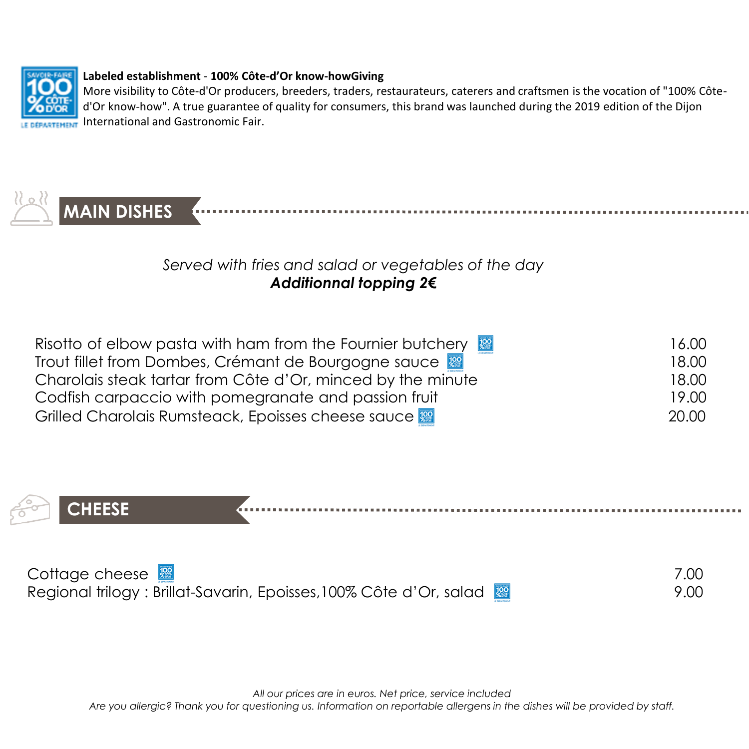**Labeled establishment** - **100% Côte-d'Or know-howGiving**
More visibility to Côte-d'Or producers, breeders, traders, restaurateurs, caterers and craftsmen is the vocation of "100% Côte-d'Or know-how". A true guarantee of quality for consumers, this brand was launched during the 2019 edition of the Dijon International and Gastronomic Fair.

## MAIN DISHES

*Served with fries and salad or vegetables of the day*
***Additionnal topping 2€***

| Dish | Price |
|---|---|
| Risotto of elbow pasta with ham from the Fournier butchery | 16.00 |
| Trout fillet from Dombes, Crémant de Bourgogne sauce | 18.00 |
| Charolais steak tartar from Côte d'Or, minced by the minute | 18.00 |
| Codfish carpaccio with pomegranate and passion fruit | 19.00 |
| Grilled Charolais Rumsteack, Epoisses cheese sauce | 20.00 |

## CHEESE

| Dish | Price |
|---|---|
| Cottage cheese | 7.00 |
| Regional trilogy : Brillat-Savarin, Epoisses,100% Côte d'Or, salad | 9.00 |

*All our prices are in euros. Net price, service included*
*Are you allergic? Thank you for questioning us. Information on reportable allergens in the dishes will be provided by staff.*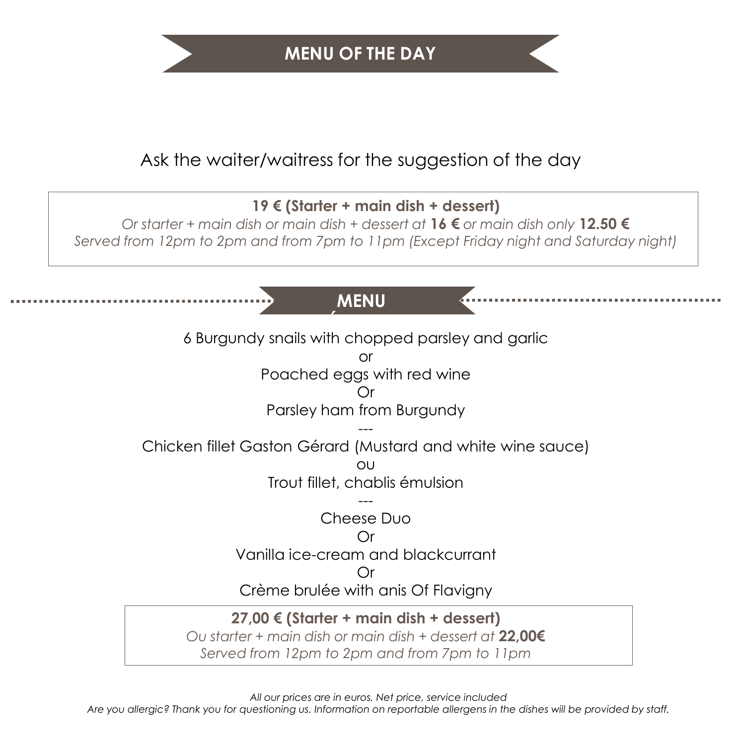# MENU OF THE DAY

Ask the waiter/waitress for the suggestion of the day

**19 € (Starter + main dish + dessert)**

*Or starter + main dish or main dish + dessert at* **16 €** *or main dish only* **12.50 €**

*Served from 12pm to 2pm and from 7pm to 11pm (Except Friday night and Saturday night)*

## MENU

6 Burgundy snails with chopped parsley and garlic

or

Poached eggs with red wine

Or

Parsley ham from Burgundy

---

Chicken fillet Gaston Gérard (Mustard and white wine sauce)

ou

Trout fillet, chablis émulsion

---

Cheese Duo

Or

Vanilla ice-cream and blackcurrant

Or

Crème brulée with anis Of Flavigny

**27,00 € (Starter + main dish + dessert)**

*Ou starter + main dish or main dish + dessert at* **22,00€**

*Served from 12pm to 2pm and from 7pm to 11pm*

*All our prices are in euros. Net price, service included*

*Are you allergic? Thank you for questioning us. Information on reportable allergens in the dishes will be provided by staff.*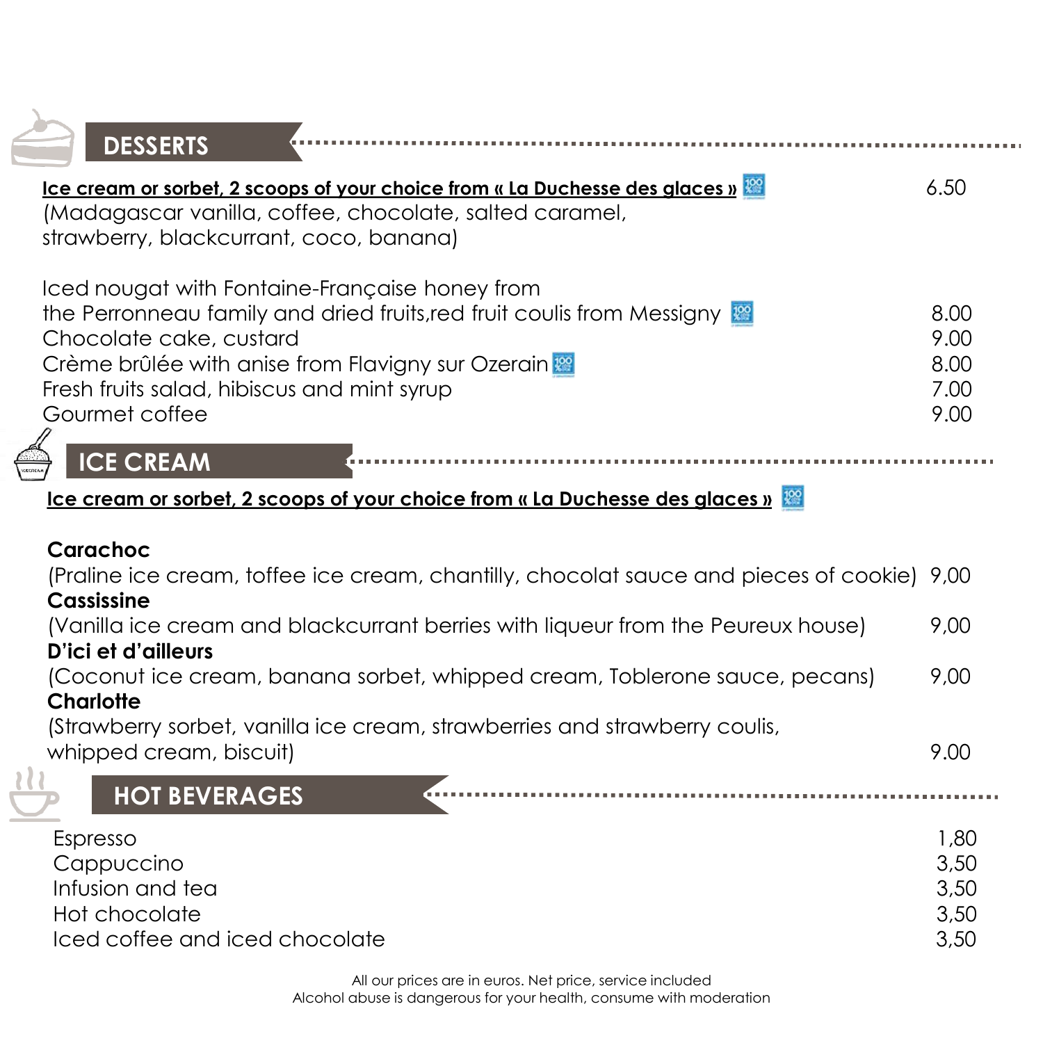## DESSERTS

**Ice cream or sorbet, 2 scoops of your choice from « La Duchesse des glaces »** 6.50
(Madagascar vanilla, coffee, chocolate, salted caramel, strawberry, blackcurrant, coco, banana)

| | |
|---|---|
| Iced nougat with Fontaine-Française honey from the Perronneau family and dried fruits,red fruit coulis from Messigny | 8.00 |
| Chocolate cake, custard | 9.00 |
| Crème brûlée with anise from Flavigny sur Ozerain | 8.00 |
| Fresh fruits salad, hibiscus and mint syrup | 7.00 |
| Gourmet coffee | 9.00 |

## ICE CREAM

**Ice cream or sorbet, 2 scoops of your choice from « La Duchesse des glaces »**

**Carachoc**
(Praline ice cream, toffee ice cream, chantilly, chocolat sauce and pieces of cookie) 9,00

**Cassissine**
(Vanilla ice cream and blackcurrant berries with liqueur from the Peureux house) 9,00

**D'ici et d'ailleurs**
(Coconut ice cream, banana sorbet, whipped cream, Toblerone sauce, pecans) 9,00

**Charlotte**
(Strawberry sorbet, vanilla ice cream, strawberries and strawberry coulis, whipped cream, biscuit) 9.00

## HOT BEVERAGES

| | |
|---|---|
| Espresso | 1,80 |
| Cappuccino | 3,50 |
| Infusion and tea | 3,50 |
| Hot chocolate | 3,50 |
| Iced coffee and iced chocolate | 3,50 |

All our prices are in euros. Net price, service included
Alcohol abuse is dangerous for your health, consume with moderation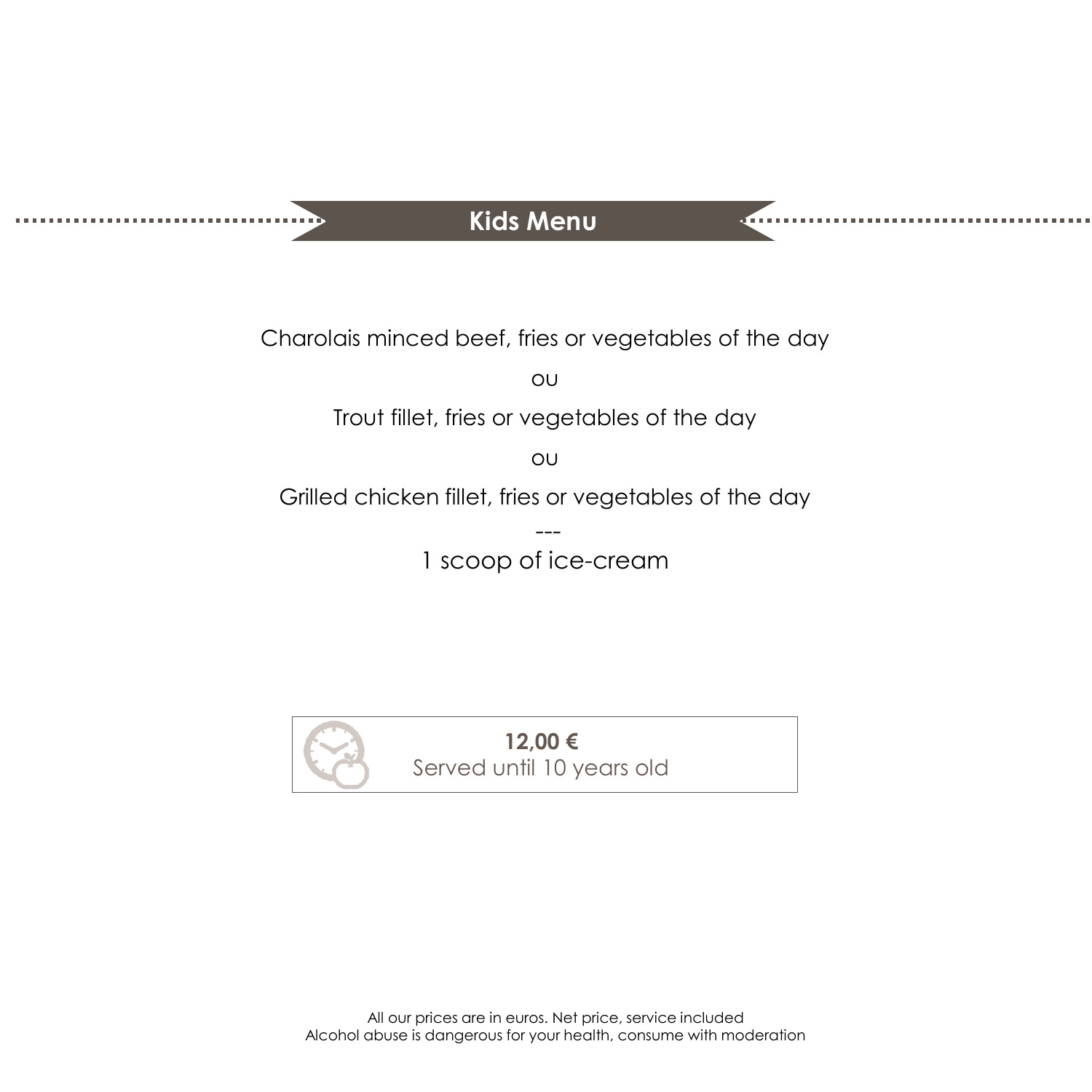## Kids Menu

Charolais minced beef, fries or vegetables of the day

ou

Trout fillet, fries or vegetables of the day

ou

Grilled chicken fillet, fries or vegetables of the day

---

1 scoop of ice-cream

**12,00 €**
Served until 10 years old

All our prices are in euros. Net price, service included
Alcohol abuse is dangerous for your health, consume with moderation